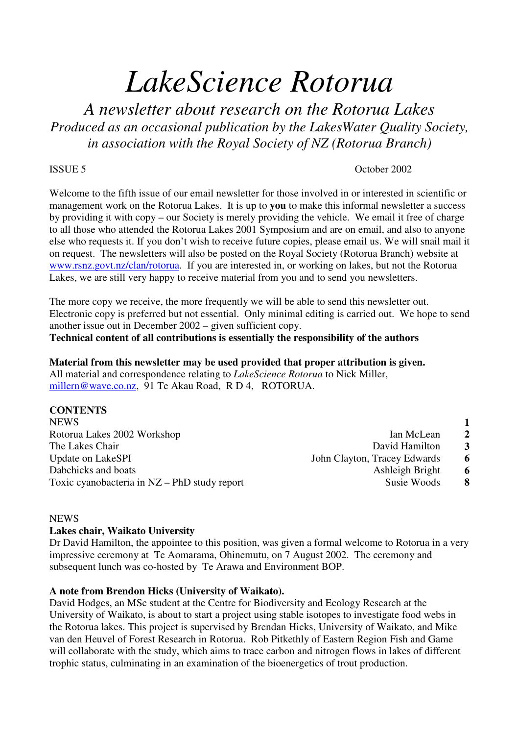# *LakeScience Rotorua*

## *A newsletter about research on the Rotorua Lakes*

*Produced as an occasional publication by the LakesWater Quality Society, in association with the Royal Society of NZ (Rotorua Branch)*

ISSUE 5 October 2002

Welcome to the fifth issue of our email newsletter for those involved in or interested in scientific or management work on the Rotorua Lakes. It is up to **you** to make this informal newsletter a success by providing it with copy – our Society is merely providing the vehicle. We email it free of charge to all those who attended the Rotorua Lakes 2001 Symposium and are on email, and also to anyone else who requests it. If you don't wish to receive future copies, please email us. We will snail mail it on request. The newsletters will also be posted on the Royal Society (Rotorua Branch) website at www.rsnz.govt.nz/clan/rotorua. If you are interested in, or working on lakes, but not the Rotorua Lakes, we are still very happy to receive material from you and to send you newsletters.

The more copy we receive, the more frequently we will be able to send this newsletter out. Electronic copy is preferred but not essential. Only minimal editing is carried out. We hope to send another issue out in December 2002 – given sufficient copy.

**Technical content of all contributions is essentially the responsibility of the authors**

**Material from this newsletter may be used provided that proper attribution is given.**
All material and correspondence relating to *LakeScience Rotorua* to Nick Miller, millern@wave.co.nz, 91 Te Akau Road, R D 4, ROTORUA.

**CONTENTS**

| | | |
|---|---|---|
| NEWS | | **1** |
| Rotorua Lakes 2002 Workshop | Ian McLean | **2** |
| The Lakes Chair | David Hamilton | **3** |
| Update on LakeSPI | John Clayton, Tracey Edwards | **6** |
| Dabchicks and boats | Ashleigh Bright | **6** |
| Toxic cyanobacteria in NZ – PhD study report | Susie Woods | **8** |

NEWS

**Lakes chair, Waikato University**

Dr David Hamilton, the appointee to this position, was given a formal welcome to Rotorua in a very impressive ceremony at Te Aomarama, Ohinemutu, on 7 August 2002. The ceremony and subsequent lunch was co-hosted by Te Arawa and Environment BOP.

**A note from Brendon Hicks (University of Waikato).**

David Hodges, an MSc student at the Centre for Biodiversity and Ecology Research at the University of Waikato, is about to start a project using stable isotopes to investigate food webs in the Rotorua lakes. This project is supervised by Brendan Hicks, University of Waikato, and Mike van den Heuvel of Forest Research in Rotorua. Rob Pitkethly of Eastern Region Fish and Game will collaborate with the study, which aims to trace carbon and nitrogen flows in lakes of different trophic status, culminating in an examination of the bioenergetics of trout production.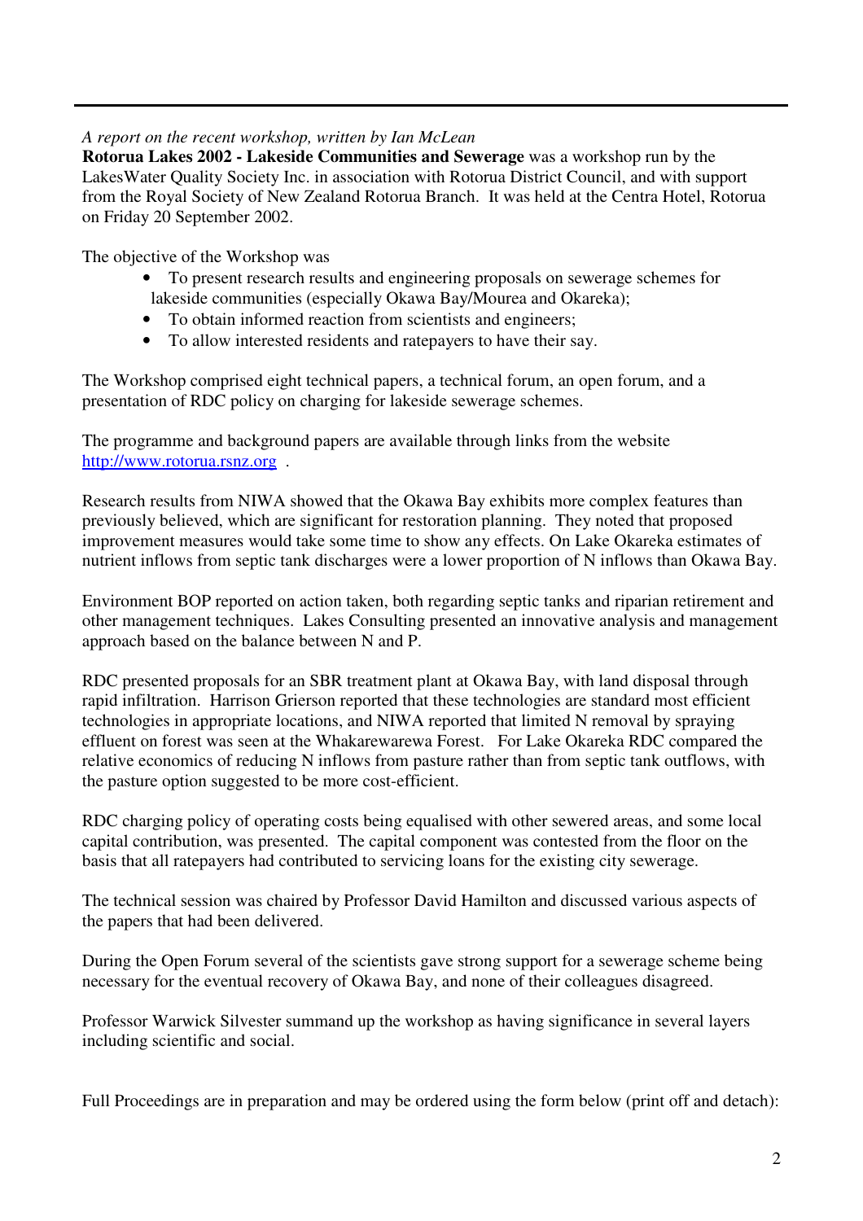*A report on the recent workshop, written by Ian McLean*

**Rotorua Lakes 2002 - Lakeside Communities and Sewerage** was a workshop run by the LakesWater Quality Society Inc. in association with Rotorua District Council, and with support from the Royal Society of New Zealand Rotorua Branch. It was held at the Centra Hotel, Rotorua on Friday 20 September 2002.

The objective of the Workshop was

- To present research results and engineering proposals on sewerage schemes for lakeside communities (especially Okawa Bay/Mourea and Okareka);
- To obtain informed reaction from scientists and engineers;
- To allow interested residents and ratepayers to have their say.

The Workshop comprised eight technical papers, a technical forum, an open forum, and a presentation of RDC policy on charging for lakeside sewerage schemes.

The programme and background papers are available through links from the website http://www.rotorua.rsnz.org .

Research results from NIWA showed that the Okawa Bay exhibits more complex features than previously believed, which are significant for restoration planning. They noted that proposed improvement measures would take some time to show any effects. On Lake Okareka estimates of nutrient inflows from septic tank discharges were a lower proportion of N inflows than Okawa Bay.

Environment BOP reported on action taken, both regarding septic tanks and riparian retirement and other management techniques. Lakes Consulting presented an innovative analysis and management approach based on the balance between N and P.

RDC presented proposals for an SBR treatment plant at Okawa Bay, with land disposal through rapid infiltration. Harrison Grierson reported that these technologies are standard most efficient technologies in appropriate locations, and NIWA reported that limited N removal by spraying effluent on forest was seen at the Whakarewarewa Forest. For Lake Okareka RDC compared the relative economics of reducing N inflows from pasture rather than from septic tank outflows, with the pasture option suggested to be more cost-efficient.

RDC charging policy of operating costs being equalised with other sewered areas, and some local capital contribution, was presented. The capital component was contested from the floor on the basis that all ratepayers had contributed to servicing loans for the existing city sewerage.

The technical session was chaired by Professor David Hamilton and discussed various aspects of the papers that had been delivered.

During the Open Forum several of the scientists gave strong support for a sewerage scheme being necessary for the eventual recovery of Okawa Bay, and none of their colleagues disagreed.

Professor Warwick Silvester summand up the workshop as having significance in several layers including scientific and social.

Full Proceedings are in preparation and may be ordered using the form below (print off and detach):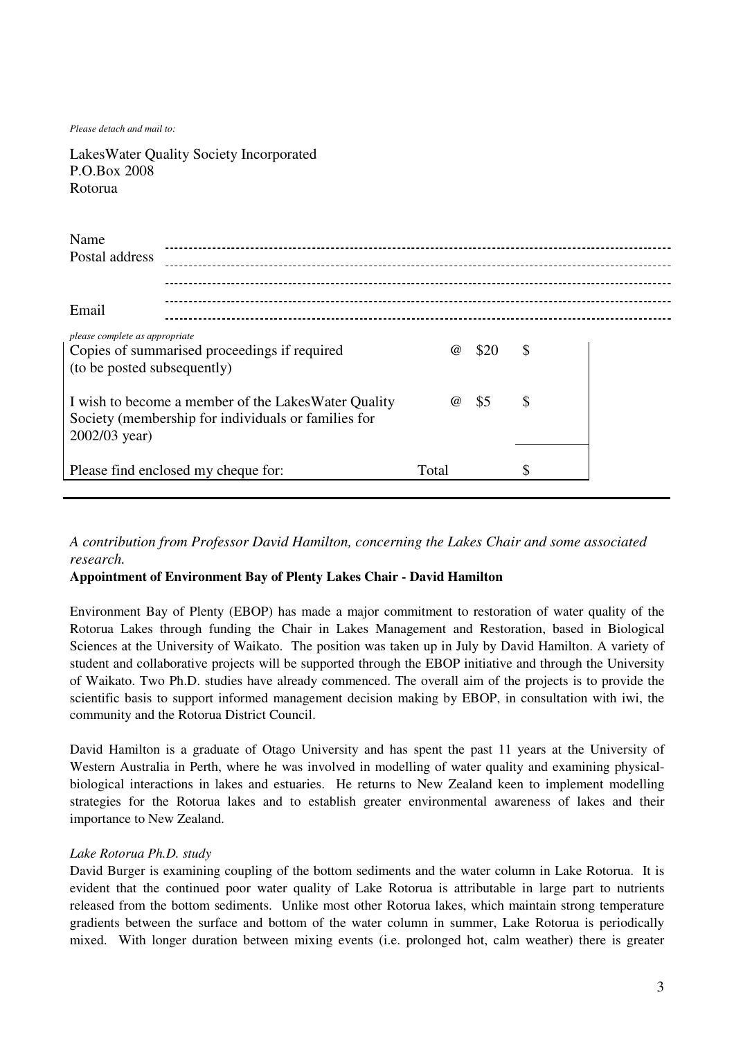*Please detach and mail to:*

LakesWater Quality Society Incorporated
P.O.Box 2008
Rotorua

| | |
|---|---|
| Name | ---------------------------------------------------------------- |
| Postal address | ---------------------------------------------------------------- |
| | ---------------------------------------------------------------- |
| | ---------------------------------------------------------------- |
| Email | ---------------------------------------------------------------- |

*please complete as appropriate*

| | | | |
|---|---|---|---|
| Copies of summarised proceedings if required (to be posted subsequently) | @ | $20 | $ |
| I wish to become a member of the LakesWater Quality Society (membership for individuals or families for 2002/03 year) | @ | $5 | $ |
| Please find enclosed my cheque for: | Total | | $ |

---

*A contribution from Professor David Hamilton, concerning the Lakes Chair and some associated research.*

**Appointment of Environment Bay of Plenty Lakes Chair - David Hamilton**

Environment Bay of Plenty (EBOP) has made a major commitment to restoration of water quality of the Rotorua Lakes through funding the Chair in Lakes Management and Restoration, based in Biological Sciences at the University of Waikato. The position was taken up in July by David Hamilton. A variety of student and collaborative projects will be supported through the EBOP initiative and through the University of Waikato. Two Ph.D. studies have already commenced. The overall aim of the projects is to provide the scientific basis to support informed management decision making by EBOP, in consultation with iwi, the community and the Rotorua District Council.

David Hamilton is a graduate of Otago University and has spent the past 11 years at the University of Western Australia in Perth, where he was involved in modelling of water quality and examining physical-biological interactions in lakes and estuaries. He returns to New Zealand keen to implement modelling strategies for the Rotorua lakes and to establish greater environmental awareness of lakes and their importance to New Zealand.

*Lake Rotorua Ph.D. study*

David Burger is examining coupling of the bottom sediments and the water column in Lake Rotorua. It is evident that the continued poor water quality of Lake Rotorua is attributable in large part to nutrients released from the bottom sediments. Unlike most other Rotorua lakes, which maintain strong temperature gradients between the surface and bottom of the water column in summer, Lake Rotorua is periodically mixed. With longer duration between mixing events (i.e. prolonged hot, calm weather) there is greater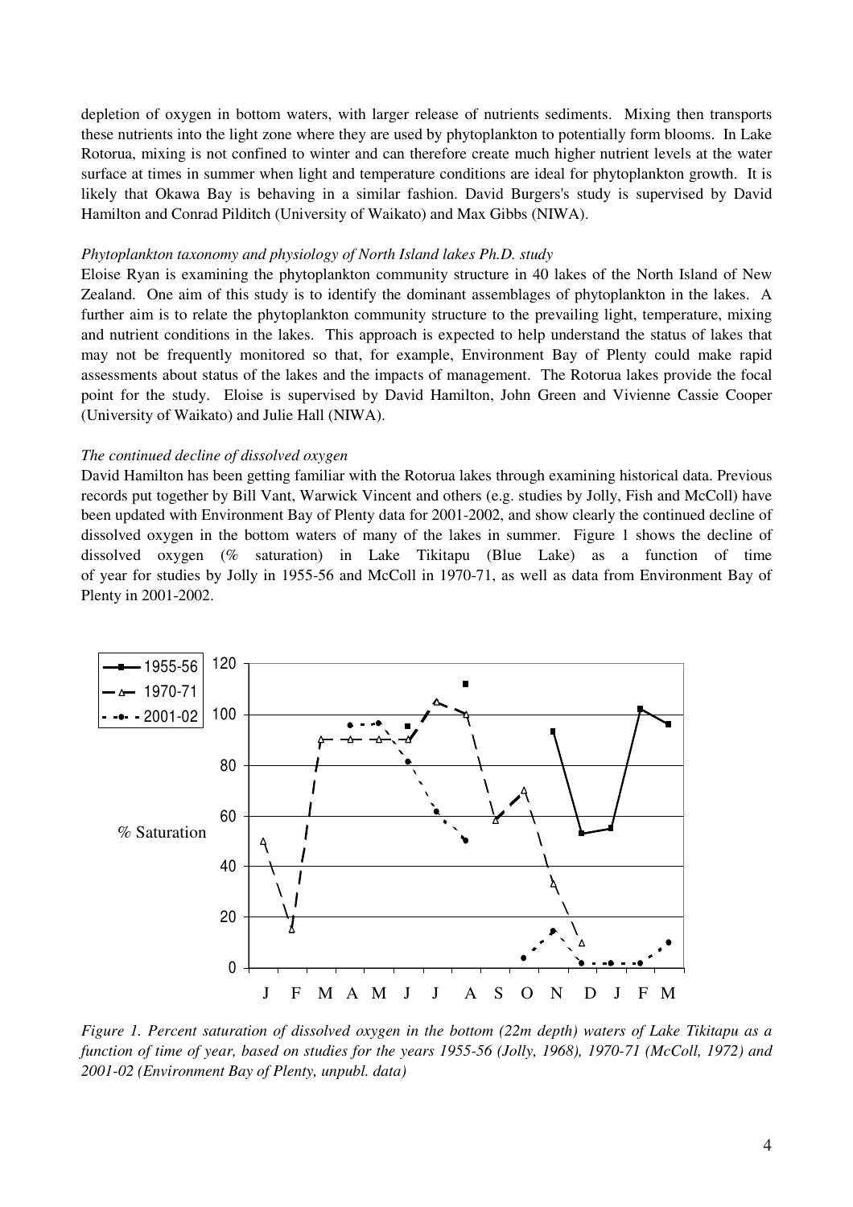depletion of oxygen in bottom waters, with larger release of nutrients sediments. Mixing then transports these nutrients into the light zone where they are used by phytoplankton to potentially form blooms. In Lake Rotorua, mixing is not confined to winter and can therefore create much higher nutrient levels at the water surface at times in summer when light and temperature conditions are ideal for phytoplankton growth. It is likely that Okawa Bay is behaving in a similar fashion. David Burgers's study is supervised by David Hamilton and Conrad Pilditch (University of Waikato) and Max Gibbs (NIWA).

*Phytoplankton taxonomy and physiology of North Island lakes Ph.D. study*

Eloise Ryan is examining the phytoplankton community structure in 40 lakes of the North Island of New Zealand. One aim of this study is to identify the dominant assemblages of phytoplankton in the lakes. A further aim is to relate the phytoplankton community structure to the prevailing light, temperature, mixing and nutrient conditions in the lakes. This approach is expected to help understand the status of lakes that may not be frequently monitored so that, for example, Environment Bay of Plenty could make rapid assessments about status of the lakes and the impacts of management. The Rotorua lakes provide the focal point for the study. Eloise is supervised by David Hamilton, John Green and Vivienne Cassie Cooper (University of Waikato) and Julie Hall (NIWA).

*The continued decline of dissolved oxygen*

David Hamilton has been getting familiar with the Rotorua lakes through examining historical data. Previous records put together by Bill Vant, Warwick Vincent and others (e.g. studies by Jolly, Fish and McColl) have been updated with Environment Bay of Plenty data for 2001-2002, and show clearly the continued decline of dissolved oxygen in the bottom waters of many of the lakes in summer. Figure 1 shows the decline of dissolved oxygen (% saturation) in Lake Tikitapu (Blue Lake) as a function of time of year for studies by Jolly in 1955-56 and McColl in 1970-71, as well as data from Environment Bay of Plenty in 2001-2002.

*Figure 1. Percent saturation of dissolved oxygen in the bottom (22m depth) waters of Lake Tikitapu as a function of time of year, based on studies for the years 1955-56 (Jolly, 1968), 1970-71 (McColl, 1972) and 2001-02 (Environment Bay of Plenty, unpubl. data)*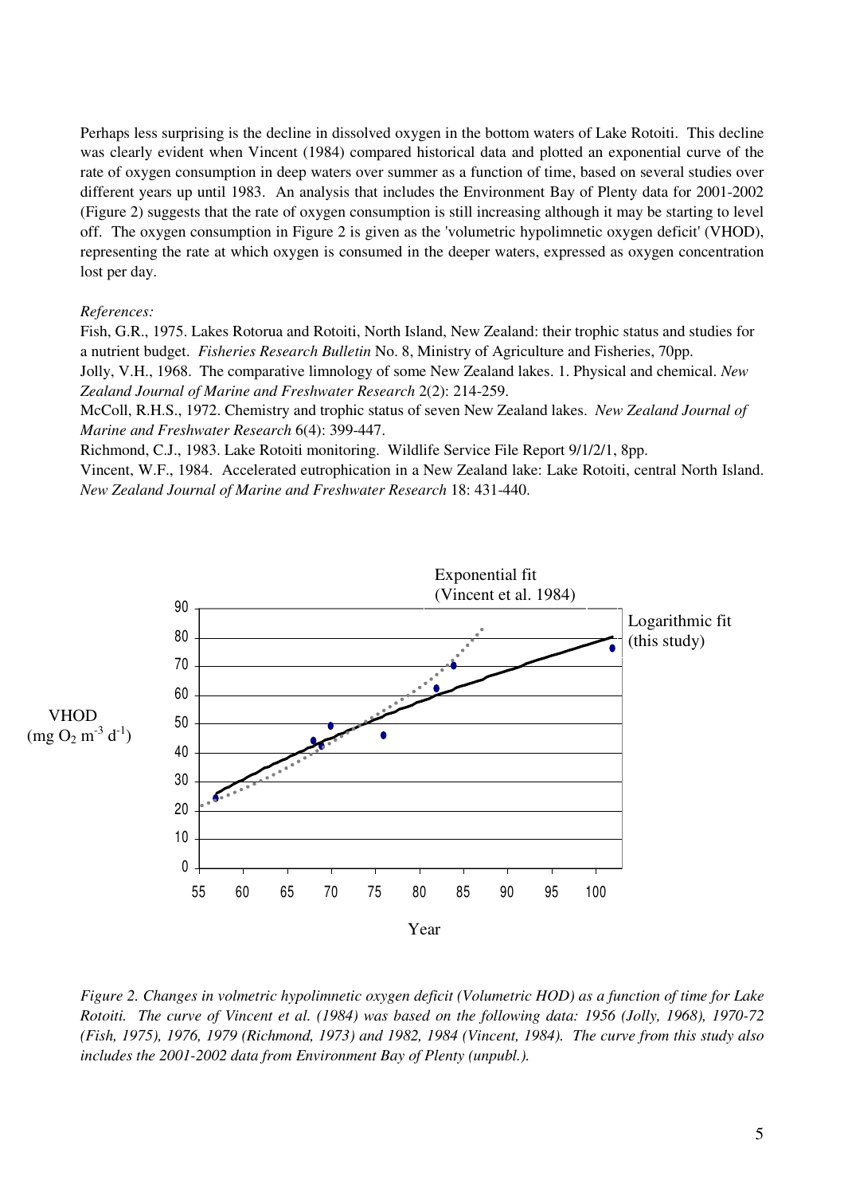Perhaps less surprising is the decline in dissolved oxygen in the bottom waters of Lake Rotoiti. This decline was clearly evident when Vincent (1984) compared historical data and plotted an exponential curve of the rate of oxygen consumption in deep waters over summer as a function of time, based on several studies over different years up until 1983. An analysis that includes the Environment Bay of Plenty data for 2001-2002 (Figure 2) suggests that the rate of oxygen consumption is still increasing although it may be starting to level off. The oxygen consumption in Figure 2 is given as the 'volumetric hypolimnetic oxygen deficit' (VHOD), representing the rate at which oxygen is consumed in the deeper waters, expressed as oxygen concentration lost per day.

*References:*

Fish, G.R., 1975. Lakes Rotorua and Rotoiti, North Island, New Zealand: their trophic status and studies for a nutrient budget. *Fisheries Research Bulletin* No. 8, Ministry of Agriculture and Fisheries, 70pp.

Jolly, V.H., 1968. The comparative limnology of some New Zealand lakes. 1. Physical and chemical. *New Zealand Journal of Marine and Freshwater Research* 2(2): 214-259.

McColl, R.H.S., 1972. Chemistry and trophic status of seven New Zealand lakes. *New Zealand Journal of Marine and Freshwater Research* 6(4): 399-447.

Richmond, C.J., 1983. Lake Rotoiti monitoring. Wildlife Service File Report 9/1/2/1, 8pp.

Vincent, W.F., 1984. Accelerated eutrophication in a New Zealand lake: Lake Rotoiti, central North Island. *New Zealand Journal of Marine and Freshwater Research* 18: 431-440.

*Figure 2. Changes in volmetric hypolimnetic oxygen deficit (Volumetric HOD) as a function of time for Lake Rotoiti. The curve of Vincent et al. (1984) was based on the following data: 1956 (Jolly, 1968), 1970-72 (Fish, 1975), 1976, 1979 (Richmond, 1973) and 1982, 1984 (Vincent, 1984). The curve from this study also includes the 2001-2002 data from Environment Bay of Plenty (unpubl.).*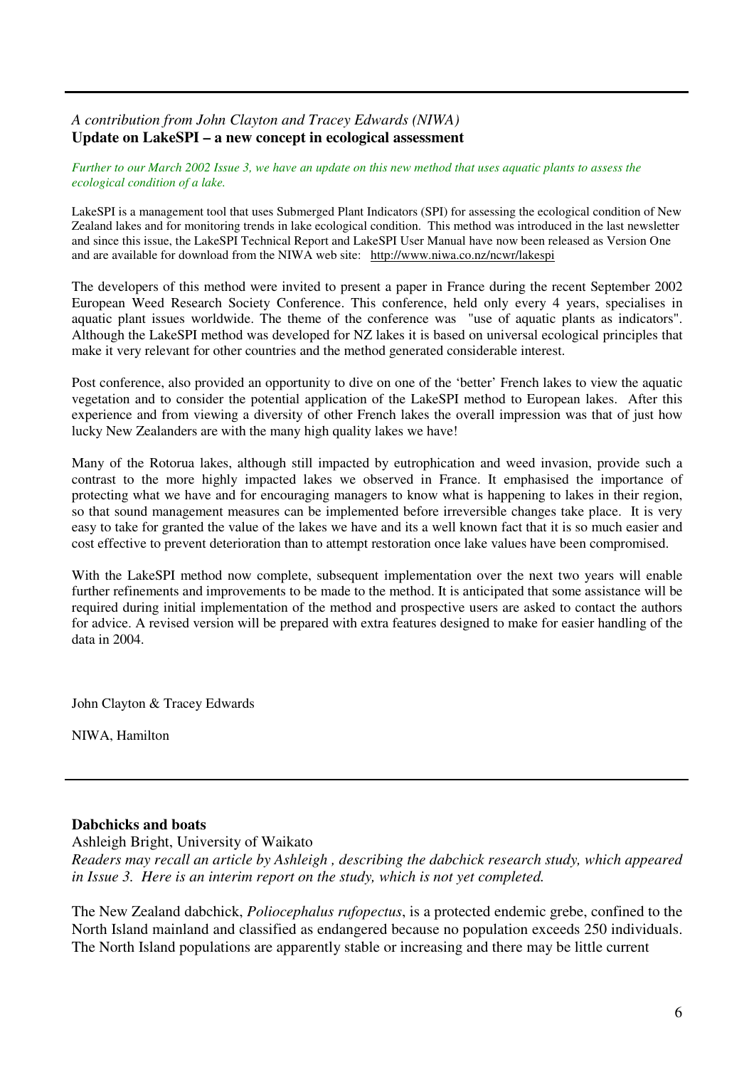*A contribution from John Clayton and Tracey Edwards (NIWA)*

## Update on LakeSPI – a new concept in ecological assessment

*Further to our March 2002 Issue 3, we have an update on this new method that uses aquatic plants to assess the ecological condition of a lake.*

LakeSPI is a management tool that uses Submerged Plant Indicators (SPI) for assessing the ecological condition of New Zealand lakes and for monitoring trends in lake ecological condition. This method was introduced in the last newsletter and since this issue, the LakeSPI Technical Report and LakeSPI User Manual have now been released as Version One and are available for download from the NIWA web site: http://www.niwa.co.nz/ncwr/lakespi

The developers of this method were invited to present a paper in France during the recent September 2002 European Weed Research Society Conference. This conference, held only every 4 years, specialises in aquatic plant issues worldwide. The theme of the conference was "use of aquatic plants as indicators". Although the LakeSPI method was developed for NZ lakes it is based on universal ecological principles that make it very relevant for other countries and the method generated considerable interest.

Post conference, also provided an opportunity to dive on one of the 'better' French lakes to view the aquatic vegetation and to consider the potential application of the LakeSPI method to European lakes. After this experience and from viewing a diversity of other French lakes the overall impression was that of just how lucky New Zealanders are with the many high quality lakes we have!

Many of the Rotorua lakes, although still impacted by eutrophication and weed invasion, provide such a contrast to the more highly impacted lakes we observed in France. It emphasised the importance of protecting what we have and for encouraging managers to know what is happening to lakes in their region, so that sound management measures can be implemented before irreversible changes take place. It is very easy to take for granted the value of the lakes we have and its a well known fact that it is so much easier and cost effective to prevent deterioration than to attempt restoration once lake values have been compromised.

With the LakeSPI method now complete, subsequent implementation over the next two years will enable further refinements and improvements to be made to the method. It is anticipated that some assistance will be required during initial implementation of the method and prospective users are asked to contact the authors for advice. A revised version will be prepared with extra features designed to make for easier handling of the data in 2004.

John Clayton & Tracey Edwards

NIWA, Hamilton

---

## Dabchicks and boats

Ashleigh Bright, University of Waikato

*Readers may recall an article by Ashleigh , describing the dabchick research study, which appeared in Issue 3. Here is an interim report on the study, which is not yet completed.*

The New Zealand dabchick, *Poliocephalus rufopectus*, is a protected endemic grebe, confined to the North Island mainland and classified as endangered because no population exceeds 250 individuals. The North Island populations are apparently stable or increasing and there may be little current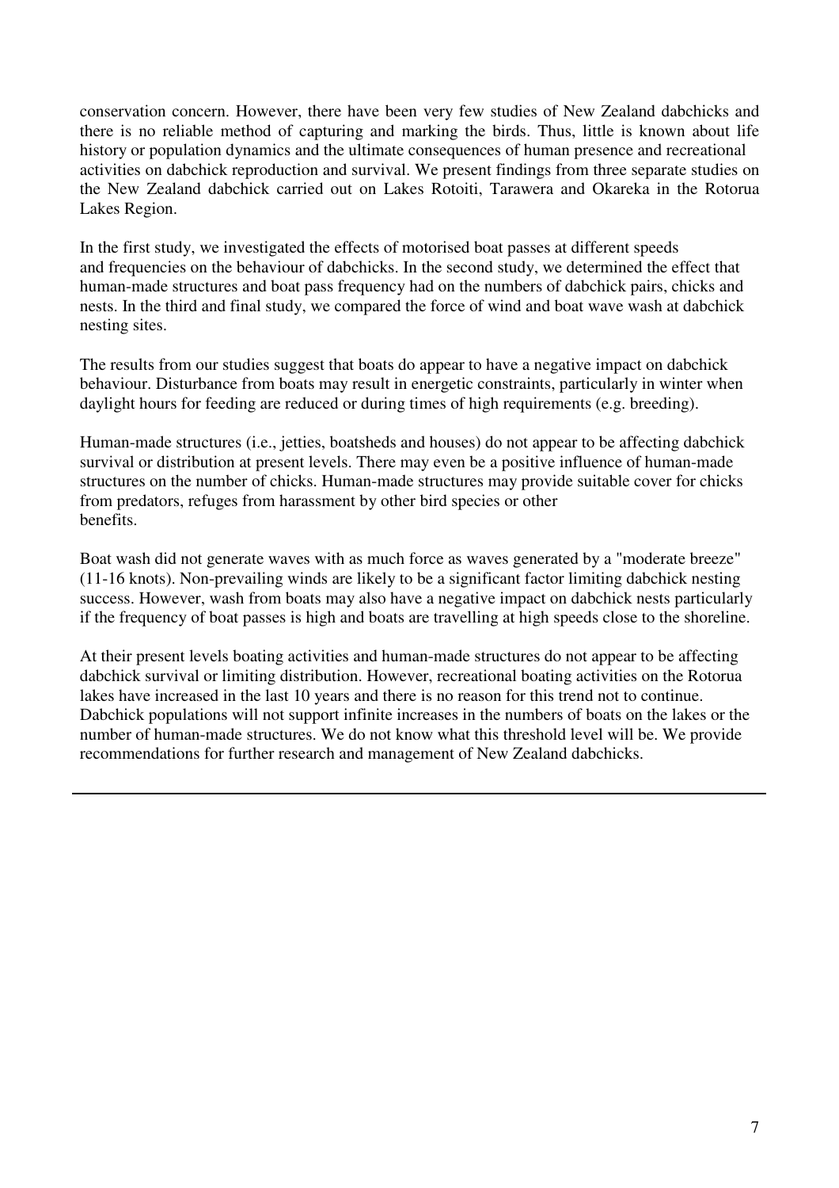conservation concern. However, there have been very few studies of New Zealand dabchicks and there is no reliable method of capturing and marking the birds. Thus, little is known about life history or population dynamics and the ultimate consequences of human presence and recreational activities on dabchick reproduction and survival. We present findings from three separate studies on the New Zealand dabchick carried out on Lakes Rotoiti, Tarawera and Okareka in the Rotorua Lakes Region.

In the first study, we investigated the effects of motorised boat passes at different speeds and frequencies on the behaviour of dabchicks. In the second study, we determined the effect that human-made structures and boat pass frequency had on the numbers of dabchick pairs, chicks and nests. In the third and final study, we compared the force of wind and boat wave wash at dabchick nesting sites.

The results from our studies suggest that boats do appear to have a negative impact on dabchick behaviour. Disturbance from boats may result in energetic constraints, particularly in winter when daylight hours for feeding are reduced or during times of high requirements (e.g. breeding).

Human-made structures (i.e., jetties, boatsheds and houses) do not appear to be affecting dabchick survival or distribution at present levels. There may even be a positive influence of human-made structures on the number of chicks. Human-made structures may provide suitable cover for chicks from predators, refuges from harassment by other bird species or other benefits.

Boat wash did not generate waves with as much force as waves generated by a "moderate breeze" (11-16 knots). Non-prevailing winds are likely to be a significant factor limiting dabchick nesting success. However, wash from boats may also have a negative impact on dabchick nests particularly if the frequency of boat passes is high and boats are travelling at high speeds close to the shoreline.

At their present levels boating activities and human-made structures do not appear to be affecting dabchick survival or limiting distribution. However, recreational boating activities on the Rotorua lakes have increased in the last 10 years and there is no reason for this trend not to continue. Dabchick populations will not support infinite increases in the numbers of boats on the lakes or the number of human-made structures. We do not know what this threshold level will be. We provide recommendations for further research and management of New Zealand dabchicks.

---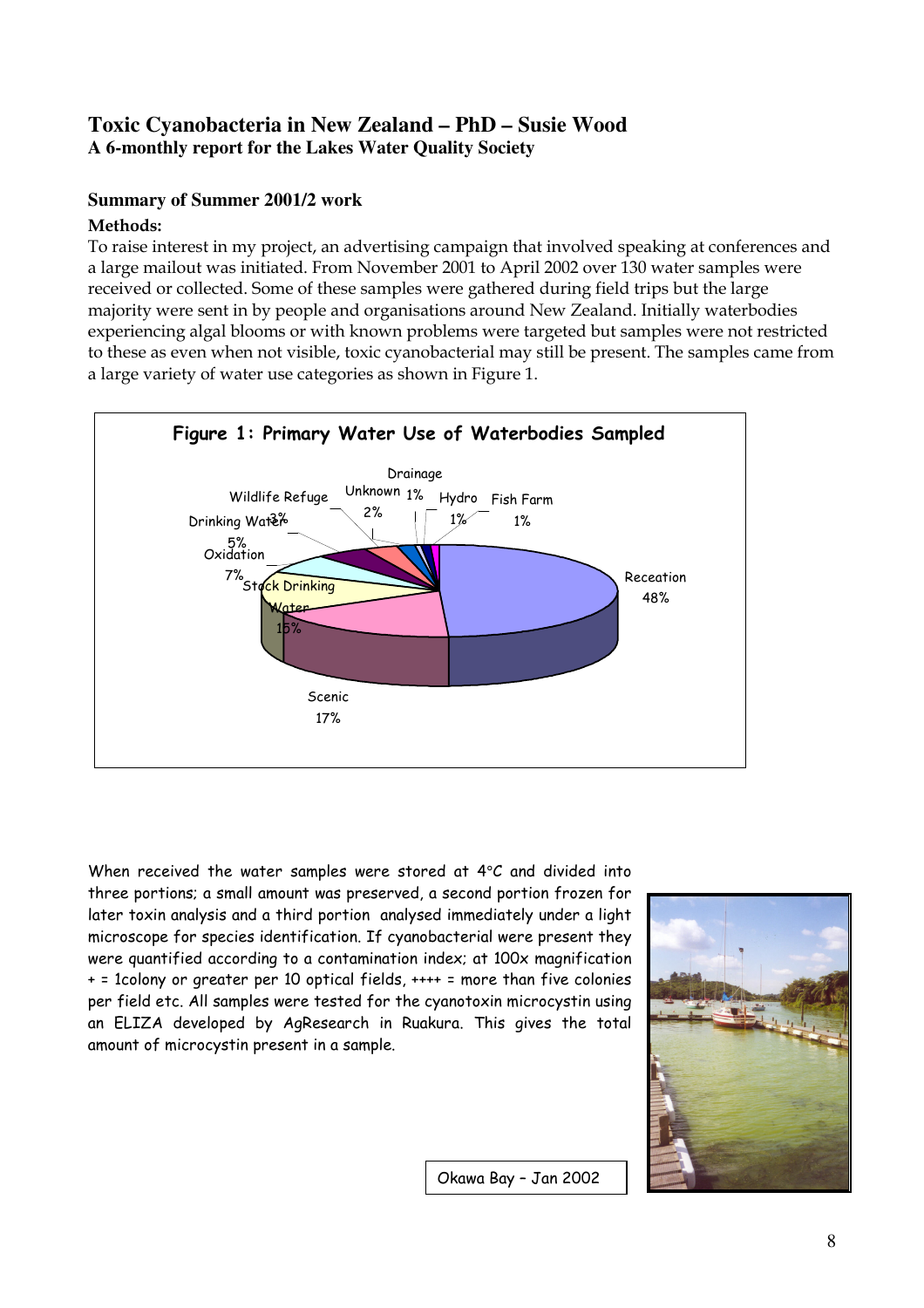# Toxic Cyanobacteria in New Zealand – PhD – Susie Wood

**A 6-monthly report for the Lakes Water Quality Society**

### Summary of Summer 2001/2 work

**Methods:**

To raise interest in my project, an advertising campaign that involved speaking at conferences and a large mailout was initiated. From November 2001 to April 2002 over 130 water samples were received or collected. Some of these samples were gathered during field trips but the large majority were sent in by people and organisations around New Zealand. Initially waterbodies experiencing algal blooms or with known problems were targeted but samples were not restricted to these as even when not visible, toxic cyanobacterial may still be present. The samples came from a large variety of water use categories as shown in Figure 1.

**Figure 1: Primary Water Use of Waterbodies Sampled**

| Water Use | % |
|---|---|
| Receation | 48% |
| Scenic | 17% |
| Stock Drinking Water | 15% |
| Oxidation | 7% |
| Drinking Water | 5% |
| Wildlife Refuge | 3% |
| Unknown | 2% |
| Drainage | 1% |
| Hydro | 1% |
| Fish Farm | 1% |

When received the water samples were stored at 4°C and divided into three portions; a small amount was preserved, a second portion frozen for later toxin analysis and a third portion analysed immediately under a light microscope for species identification. If cyanobacterial were present they were quantified according to a contamination index; at 100x magnification + = 1colony or greater per 10 optical fields, ++++ = more than five colonies per field etc. All samples were tested for the cyanotoxin microcystin using an ELIZA developed by AgResearch in Ruakura. This gives the total amount of microcystin present in a sample.

Okawa Bay – Jan 2002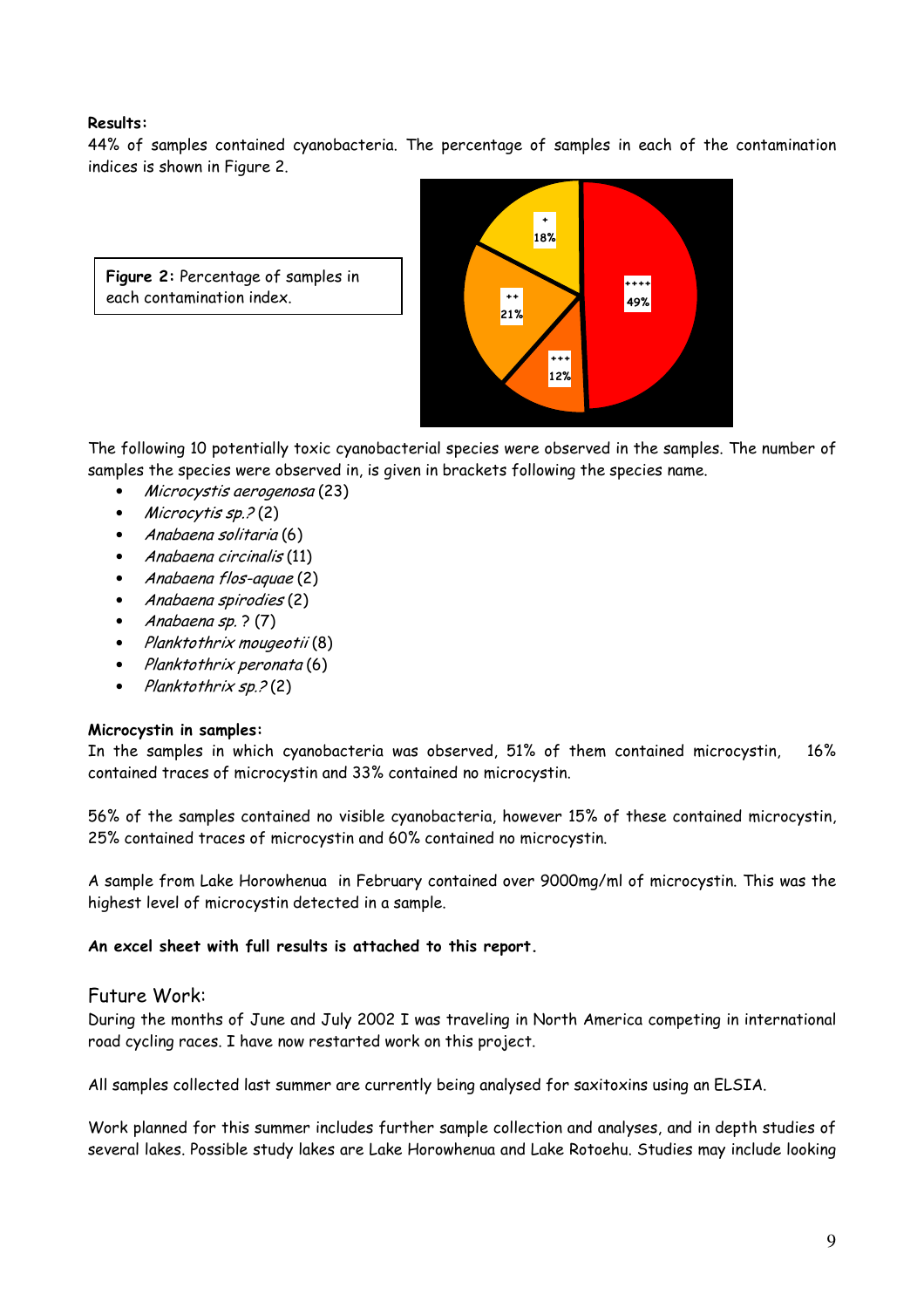**Results:**

44% of samples contained cyanobacteria. The percentage of samples in each of the contamination indices is shown in Figure 2.

**Figure 2:** Percentage of samples in each contamination index.

The following 10 potentially toxic cyanobacterial species were observed in the samples. The number of samples the species were observed in, is given in brackets following the species name.

- *Microcystis aerogenosa* (23)
- *Microcytis sp.?* (2)
- *Anabaena solitaria* (6)
- *Anabaena circinalis* (11)
- *Anabaena flos-aquae* (2)
- *Anabaena spirodies* (2)
- *Anabaena sp. ?* (7)
- *Planktothrix mougeotii* (8)
- *Planktothrix peronata* (6)
- *Planktothrix sp.?* (2)

**Microcystin in samples:**

In the samples in which cyanobacteria was observed, 51% of them contained microcystin, 16% contained traces of microcystin and 33% contained no microcystin.

56% of the samples contained no visible cyanobacteria, however 15% of these contained microcystin, 25% contained traces of microcystin and 60% contained no microcystin.

A sample from Lake Horowhenua in February contained over 9000mg/ml of microcystin. This was the highest level of microcystin detected in a sample.

**An excel sheet with full results is attached to this report.**

## Future Work:

During the months of June and July 2002 I was traveling in North America competing in international road cycling races. I have now restarted work on this project.

All samples collected last summer are currently being analysed for saxitoxins using an ELSIA.

Work planned for this summer includes further sample collection and analyses, and in depth studies of several lakes. Possible study lakes are Lake Horowhenua and Lake Rotoehu. Studies may include looking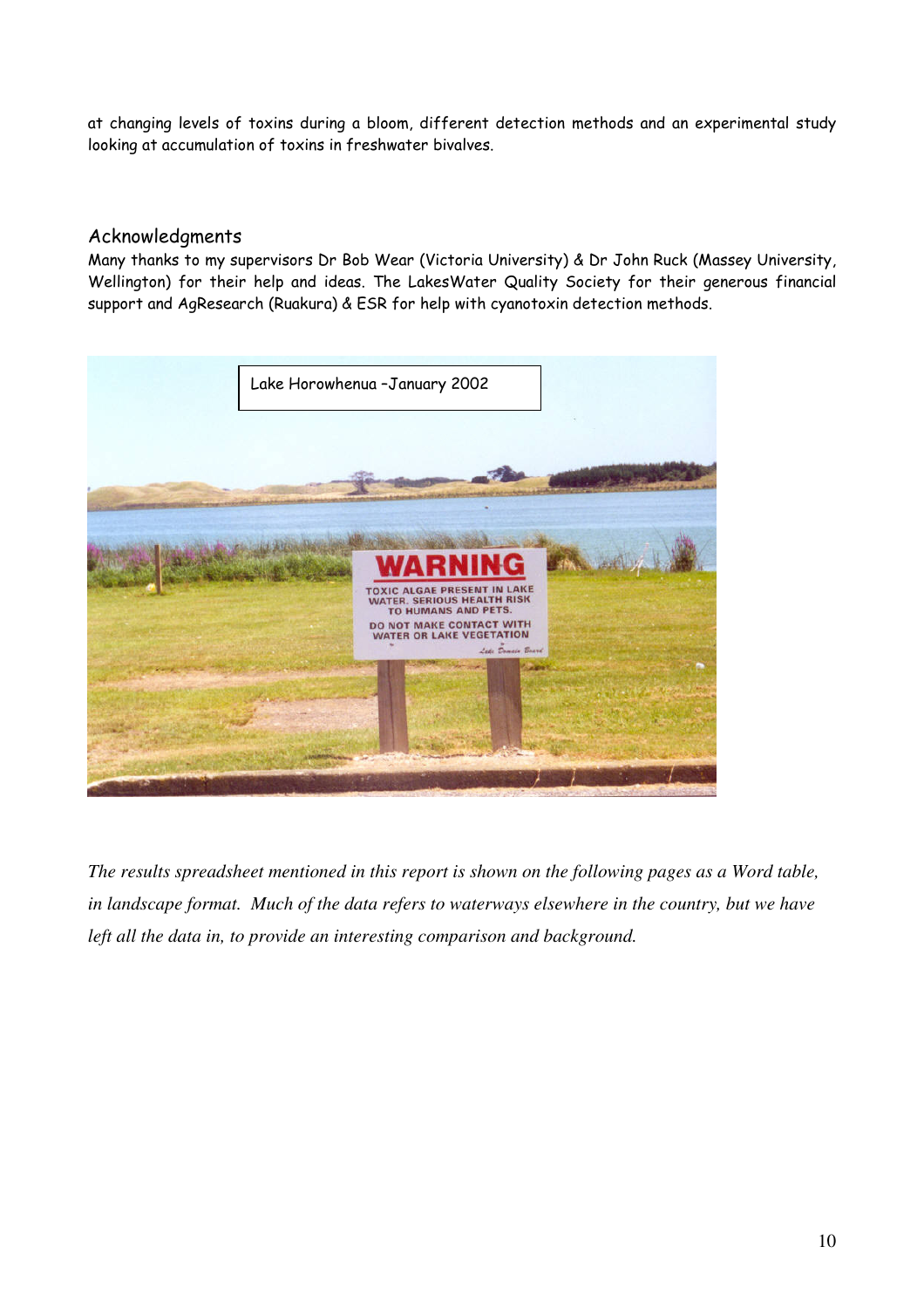at changing levels of toxins during a bloom, different detection methods and an experimental study looking at accumulation of toxins in freshwater bivalves.

## Acknowledgments

Many thanks to my supervisors Dr Bob Wear (Victoria University) & Dr John Ruck (Massey University, Wellington) for their help and ideas. The LakesWater Quality Society for their generous financial support and AgResearch (Ruakura) & ESR for help with cyanotoxin detection methods.

Lake Horowhenua –January 2002

*The results spreadsheet mentioned in this report is shown on the following pages as a Word table, in landscape format. Much of the data refers to waterways elsewhere in the country, but we have left all the data in, to provide an interesting comparison and background.*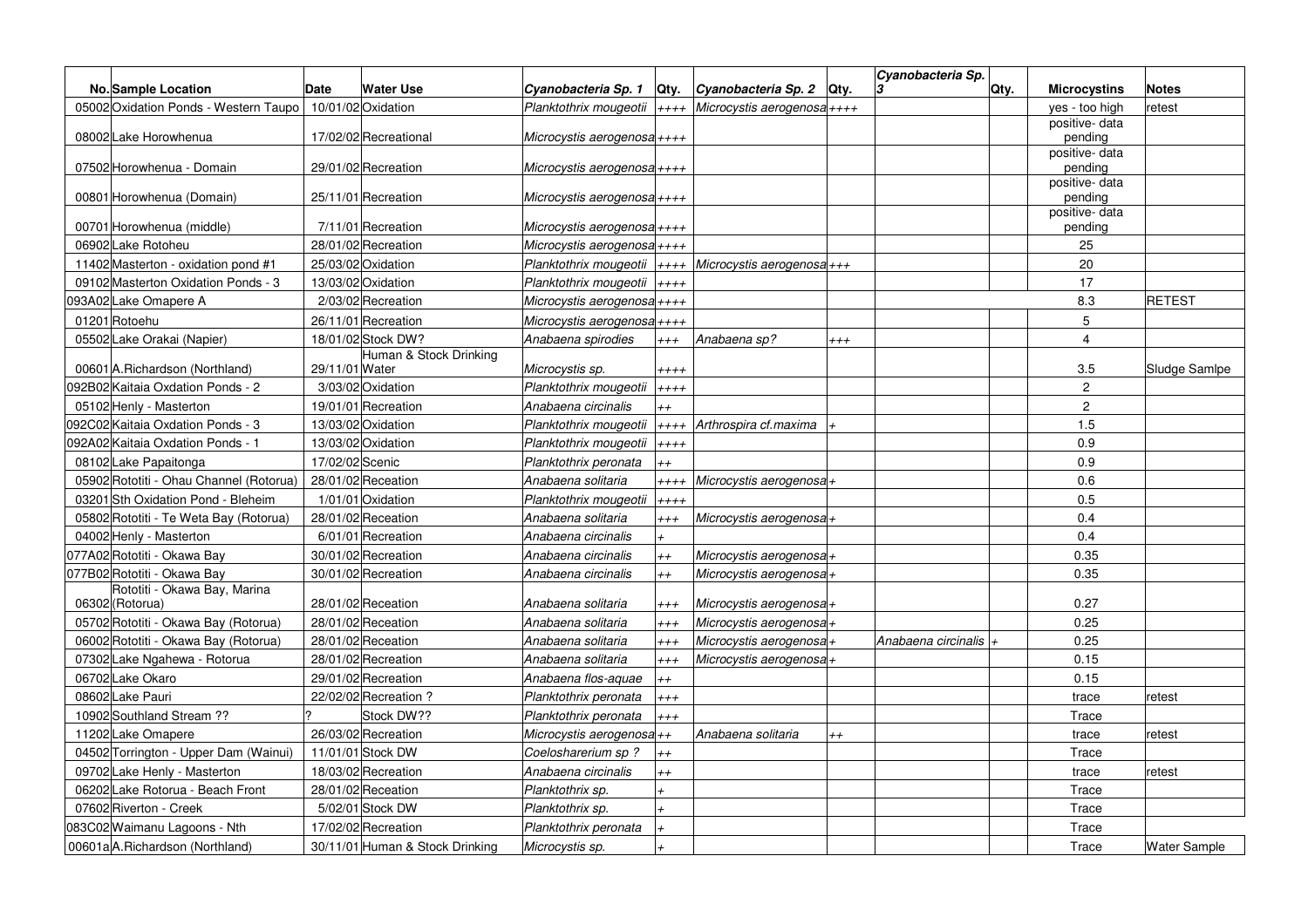| No. | Sample Location | Date | Water Use | Cyanobacteria Sp. 1 | Qty. | Cyanobacteria Sp. 2 | Qty. | Cyanobacteria Sp. 3 | Qty. | Microcystins | Notes |
|---|---|---|---|---|---|---|---|---|---|---|---|
| 05002 | Oxidation Ponds - Western Taupo | 10/01/02 | Oxidation | *Planktothrix mougeotii* | ++++ | *Microcystis aerogenosa* | ++++ | | | yes - too high | retest |
| 08002 | Lake Horowhenua | 17/02/02 | Recreational | *Microcystis aerogenosa* | ++++ | | | | | positive- data pending | |
| 07502 | Horowhenua - Domain | 29/01/02 | Recreation | *Microcystis aerogenosa* | ++++ | | | | | positive- data pending | |
| 00801 | Horowhenua (Domain) | 25/11/01 | Recreation | *Microcystis aerogenosa* | ++++ | | | | | positive- data pending | |
| 00701 | Horowhenua (middle) | 7/11/01 | Recreation | *Microcystis aerogenosa* | ++++ | | | | | positive- data pending | |
| 06902 | Lake Rotoheu | 28/01/02 | Recreation | *Microcystis aerogenosa* | ++++ | | | | | 25 | |
| 11402 | Masterton - oxidation pond #1 | 25/03/02 | Oxidation | *Planktothrix mougeotii* | ++++ | *Microcystis aerogenosa* | +++ | | | 20 | |
| 09102 | Masterton Oxidation Ponds - 3 | 13/03/02 | Oxidation | *Planktothrix mougeotii* | ++++ | | | | | 17 | |
| 093A02 | Lake Omapere A | 2/03/02 | Recreation | *Microcystis aerogenosa* | ++++ | | | | | 8.3 | RETEST |
| 01201 | Rotoehu | 26/11/01 | Recreation | *Microcystis aerogenosa* | ++++ | | | | | 5 | |
| 05502 | Lake Orakai (Napier) | 18/01/02 | Stock DW? | *Anabaena spirodies* | +++ | *Anabaena sp?* | +++ | | | 4 | |
| 00601 | A.Richardson (Northland) | 29/11/01 | Human & Stock Drinking Water | *Microcystis sp.* | ++++ | | | | | 3.5 | Sludge Samlpe |
| 092B02 | Kaitaia Oxdation Ponds - 2 | 3/03/02 | Oxidation | *Planktothrix mougeotii* | ++++ | | | | | 2 | |
| 05102 | Henly - Masterton | 19/01/01 | Recreation | *Anabaena circinalis* | ++ | | | | | 2 | |
| 092C02 | Kaitaia Oxdation Ponds - 3 | 13/03/02 | Oxidation | *Planktothrix mougeotii* | ++++ | *Arthrospira cf.maxima* | + | | | 1.5 | |
| 092A02 | Kaitaia Oxdation Ponds - 1 | 13/03/02 | Oxidation | *Planktothrix mougeotii* | ++++ | | | | | 0.9 | |
| 08102 | Lake Papaitonga | 17/02/02 | Scenic | *Planktothrix peronata* | ++ | | | | | 0.9 | |
| 05902 | Rotoiti - Ohau Channel (Rotorua) | 28/01/02 | Receation | *Anabaena solitaria* | ++++ | *Microcystis aerogenosa* | + | | | 0.6 | |
| 03201 | Sth Oxidation Pond - Bleheim | 1/01/01 | Oxidation | *Planktothrix mougeotii* | ++++ | | | | | 0.5 | |
| 05802 | Rotoiti - Te Weta Bay (Rotorua) | 28/01/02 | Receation | *Anabaena solitaria* | +++ | *Microcystis aerogenosa* | + | | | 0.4 | |
| 04002 | Henly - Masterton | 6/01/01 | Recreation | *Anabaena circinalis* | + | | | | | 0.4 | |
| 077A02 | Rototiti - Okawa Bay | 30/01/02 | Recreation | *Anabaena circinalis* | ++ | *Microcystis aerogenosa* | + | | | 0.35 | |
| 077B02 | Rototiti - Okawa Bay | 30/01/02 | Recreation | *Anabaena circinalis* | ++ | *Microcystis aerogenosa* | + | | | 0.35 | |
| 06302 | Rototiti - Okawa Bay, Marina (Rotorua) | 28/01/02 | Receation | *Anabaena solitaria* | +++ | *Microcystis aerogenosa* | + | | | 0.27 | |
| 05702 | Rototiti - Okawa Bay (Rotorua) | 28/01/02 | Receation | *Anabaena solitaria* | +++ | *Microcystis aerogenosa* | + | | | 0.25 | |
| 06002 | Rototiti - Okawa Bay (Rotorua) | 28/01/02 | Receation | *Anabaena solitaria* | +++ | *Microcystis aerogenosa* | + | *Anabaena circinalis* | + | 0.25 | |
| 07302 | Lake Ngahewa - Rotorua | 28/01/02 | Recreation | *Anabaena solitaria* | +++ | *Microcystis aerogenosa* | + | | | 0.15 | |
| 06702 | Lake Okaro | 29/01/02 | Recreation | *Anabaena flos-aquae* | ++ | | | | | 0.15 | |
| 08602 | Lake Pauri | 22/02/02 | Recreation ? | *Planktothrix peronata* | +++ | | | | | trace | retest |
| 10902 | Southland Stream ?? | ? | Stock DW?? | *Planktothrix peronata* | +++ | | | | | Trace | |
| 11202 | Lake Omapere | 26/03/02 | Recreation | *Microcystis aerogenosa* | ++ | *Anabaena solitaria* | ++ | | | trace | retest |
| 04502 | Torrington - Upper Dam (Wainui) | 11/01/01 | Stock DW | *Coelosharerium sp ?* | ++ | | | | | Trace | |
| 09702 | Lake Henly - Masterton | 18/03/02 | Recreation | *Anabaena circinalis* | ++ | | | | | trace | retest |
| 06202 | Lake Rotorua - Beach Front | 28/01/02 | Receation | *Planktothrix sp.* | + | | | | | Trace | |
| 07602 | Riverton - Creek | 5/02/01 | Stock DW | *Planktothrix sp.* | + | | | | | Trace | |
| 083C02 | Waimanu Lagoons - Nth | 17/02/02 | Recreation | *Planktothrix peronata* | + | | | | | Trace | |
| 00601a | A.Richardson (Northland) | 30/11/01 | Human & Stock Drinking | *Microcystis sp.* | + | | | | | Trace | Water Sample |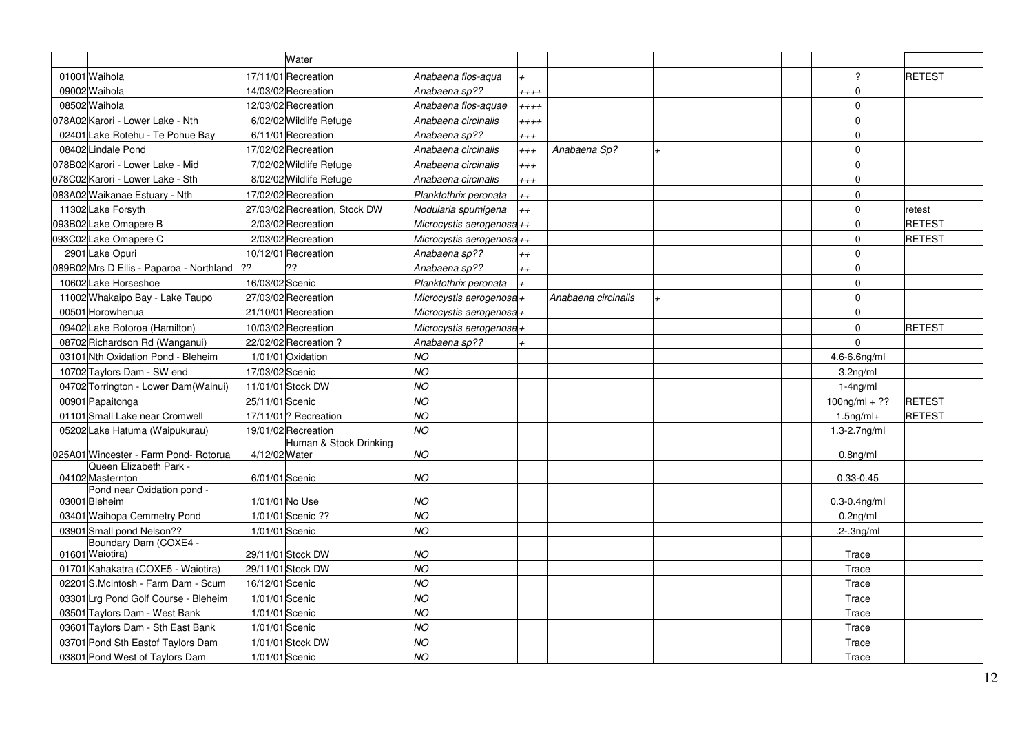| | | | Water | | | | | | | | |
|---|---|---|---|---|---|---|---|---|---|---|---|
| 01001 | Waihola | 17/11/01 | Recreation | *Anabaena flos-aqua* | + | | | | | ? | RETEST |
| 09002 | Waihola | 14/03/02 | Recreation | *Anabaena sp??* | ++++ | | | | | 0 | |
| 08502 | Waihola | 12/03/02 | Recreation | *Anabaena flos-aquae* | ++++ | | | | | 0 | |
| 078A02 | Karori - Lower Lake - Nth | 6/02/02 | Wildlife Refuge | *Anabaena circinalis* | ++++ | | | | | 0 | |
| 02401 | Lake Rotehu - Te Pohue Bay | 6/11/01 | Recreation | *Anabaena sp??* | +++ | | | | | 0 | |
| 08402 | Lindale Pond | 17/02/02 | Recreation | *Anabaena circinalis* | +++ | *Anabaena Sp?* | + | | | 0 | |
| 078B02 | Karori - Lower Lake - Mid | 7/02/02 | Wildlife Refuge | *Anabaena circinalis* | +++ | | | | | 0 | |
| 078C02 | Karori - Lower Lake - Sth | 8/02/02 | Wildlife Refuge | *Anabaena circinalis* | +++ | | | | | 0 | |
| 083A02 | Waikanae Estuary - Nth | 17/02/02 | Recreation | *Planktothrix peronata* | ++ | | | | | 0 | |
| 11302 | Lake Forsyth | 27/03/02 | Recreation, Stock DW | *Nodularia spumigena* | ++ | | | | | 0 | retest |
| 093B02 | Lake Omapere B | 2/03/02 | Recreation | *Microcystis aerogenosa* | ++ | | | | | 0 | RETEST |
| 093C02 | Lake Omapere C | 2/03/02 | Recreation | *Microcystis aerogenosa* | ++ | | | | | 0 | RETEST |
| 2901 | Lake Opuri | 10/12/01 | Recreation | *Anabaena sp??* | ++ | | | | | 0 | |
| 089B02 | Mrs D Ellis - Paparoa - Northland | ?? | ?? | *Anabaena sp??* | ++ | | | | | 0 | |
| 10602 | Lake Horseshoe | 16/03/02 | Scenic | *Planktothrix peronata* | + | | | | | 0 | |
| 11002 | Whakaipo Bay - Lake Taupo | 27/03/02 | Recreation | *Microcystis aerogenosa* | + | *Anabaena circinalis* | + | | | 0 | |
| 00501 | Horowhenua | 21/10/01 | Recreation | *Microcystis aerogenosa* | + | | | | | 0 | |
| 09402 | Lake Rotoroa (Hamilton) | 10/03/02 | Recreation | *Microcystis aerogenosa* | + | | | | | 0 | RETEST |
| 08702 | Richardson Rd (Wanganui) | 22/02/02 | Recreation ? | *Anabaena sp??* | + | | | | | 0 | |
| 03101 | Nth Oxidation Pond - Bleheim | 1/01/01 | Oxidation | *NO* | | | | | | 4.6-6.6ng/ml | |
| 10702 | Taylors Dam - SW end | 17/03/02 | Scenic | *NO* | | | | | | 3.2ng/ml | |
| 04702 | Torrington - Lower Dam(Wainui) | 11/01/01 | Stock DW | *NO* | | | | | | 1-4ng/ml | |
| 00901 | Papaitonga | 25/11/01 | Scenic | *NO* | | | | | | 100ng/ml + ?? | RETEST |
| 01101 | Small Lake near Cromwell | 17/11/01 | ? Recreation | *NO* | | | | | | 1.5ng/ml+ | RETEST |
| 05202 | Lake Hatuma (Waipukurau) | 19/01/02 | Recreation | *NO* | | | | | | 1.3-2.7ng/ml | |
| 025A01 | Wincester - Farm Pond- Rotorua | 4/12/02 | Human & Stock Drinking Water | *NO* | | | | | | 0.8ng/ml | |
| 04102 | Queen Elizabeth Park - Masternton | 6/01/01 | Scenic | *NO* | | | | | | 0.33-0.45 | |
| 03001 | Pond near Oxidation pond - Bleheim | 1/01/01 | No Use | *NO* | | | | | | 0.3-0.4ng/ml | |
| 03401 | Waihopa Cemmetry Pond | 1/01/01 | Scenic ?? | *NO* | | | | | | 0.2ng/ml | |
| 03901 | Small pond Nelson?? | 1/01/01 | Scenic | *NO* | | | | | | .2-.3ng/ml | |
| 01601 | Boundary Dam (COXE4 - Waiotira) | 29/11/01 | Stock DW | *NO* | | | | | | Trace | |
| 01701 | Kahakatra (COXE5 - Waiotira) | 29/11/01 | Stock DW | *NO* | | | | | | Trace | |
| 02201 | S.Mcintosh - Farm Dam - Scum | 16/12/01 | Scenic | *NO* | | | | | | Trace | |
| 03301 | Lrg Pond Golf Course - Bleheim | 1/01/01 | Scenic | *NO* | | | | | | Trace | |
| 03501 | Taylors Dam - West Bank | 1/01/01 | Scenic | *NO* | | | | | | Trace | |
| 03601 | Taylors Dam - Sth East Bank | 1/01/01 | Scenic | *NO* | | | | | | Trace | |
| 03701 | Pond Sth Eastof Taylors Dam | 1/01/01 | Stock DW | *NO* | | | | | | Trace | |
| 03801 | Pond West of Taylors Dam | 1/01/01 | Scenic | *NO* | | | | | | Trace | |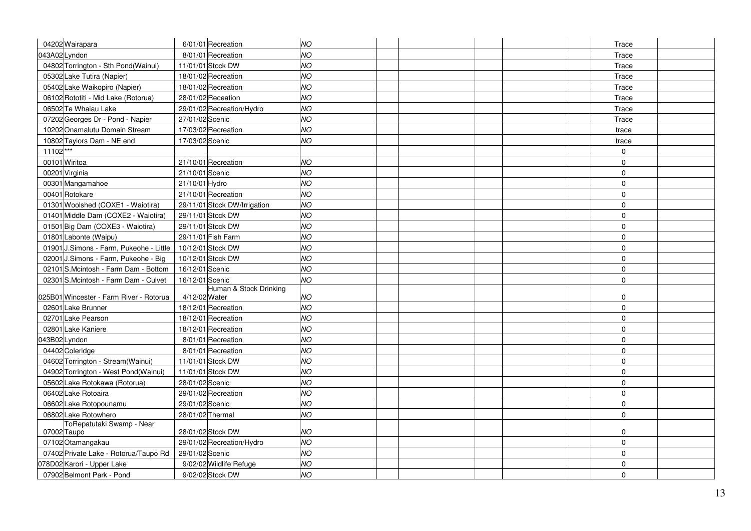| | | | | | | | | | | | |
|---|---|---|---|---|---|---|---|---|---|---|---|
| 04202 | Wairapara | 6/01/01 | Recreation | NO | | | | | | Trace | |
| 043A02 | Lyndon | 8/01/01 | Recreation | NO | | | | | | Trace | |
| 04802 | Torrington - Sth Pond(Wainui) | 11/01/01 | Stock DW | NO | | | | | | Trace | |
| 05302 | Lake Tutira (Napier) | 18/01/02 | Recreation | NO | | | | | | Trace | |
| 05402 | Lake Waikopiro (Napier) | 18/01/02 | Recreation | NO | | | | | | Trace | |
| 06102 | Rototiti - Mid Lake (Rotorua) | 28/01/02 | Receation | NO | | | | | | Trace | |
| 06502 | Te Whaiau Lake | 29/01/02 | Recreation/Hydro | NO | | | | | | Trace | |
| 07202 | Georges Dr - Pond - Napier | 27/01/02 | Scenic | NO | | | | | | Trace | |
| 10202 | Onamalutu Domain Stream | 17/03/02 | Recreation | NO | | | | | | trace | |
| 10802 | Taylors Dam - NE end | 17/03/02 | Scenic | NO | | | | | | trace | |
| 11102 | *** | | | | | | | | | 0 | |
| 00101 | Wiritoa | 21/10/01 | Recreation | NO | | | | | | 0 | |
| 00201 | Virginia | 21/10/01 | Scenic | NO | | | | | | 0 | |
| 00301 | Mangamahoe | 21/10/01 | Hydro | NO | | | | | | 0 | |
| 00401 | Rotokare | 21/10/01 | Recreation | NO | | | | | | 0 | |
| 01301 | Woolshed (COXE1 - Waiotira) | 29/11/01 | Stock DW/Irrigation | NO | | | | | | 0 | |
| 01401 | Middle Dam (COXE2 - Waiotira) | 29/11/01 | Stock DW | NO | | | | | | 0 | |
| 01501 | Big Dam (COXE3 - Waiotira) | 29/11/01 | Stock DW | NO | | | | | | 0 | |
| 01801 | Labonte (Waipu) | 29/11/01 | Fish Farm | NO | | | | | | 0 | |
| 01901 | J.Simons - Farm, Pukeohe - Little | 10/12/01 | Stock DW | NO | | | | | | 0 | |
| 02001 | J.Simons - Farm, Pukeohe - Big | 10/12/01 | Stock DW | NO | | | | | | 0 | |
| 02101 | S.Mcintosh - Farm Dam - Bottom | 16/12/01 | Scenic | NO | | | | | | 0 | |
| 02301 | S.Mcintosh - Farm Dam - Culvet | 16/12/01 | Scenic | NO | | | | | | 0 | |
| 025B01 | Wincester - Farm River - Rotorua | 4/12/02 | Human & Stock Drinking Water | NO | | | | | | 0 | |
| 02601 | Lake Brunner | 18/12/01 | Recreation | NO | | | | | | 0 | |
| 02701 | Lake Pearson | 18/12/01 | Recreation | NO | | | | | | 0 | |
| 02801 | Lake Kaniere | 18/12/01 | Recreation | NO | | | | | | 0 | |
| 043B02 | Lyndon | 8/01/01 | Recreation | NO | | | | | | 0 | |
| 04402 | Coleridge | 8/01/01 | Recreation | NO | | | | | | 0 | |
| 04602 | Torrington - Stream(Wainui) | 11/01/01 | Stock DW | NO | | | | | | 0 | |
| 04902 | Torrington - West Pond(Wainui) | 11/01/01 | Stock DW | NO | | | | | | 0 | |
| 05602 | Lake Rotokawa (Rotorua) | 28/01/02 | Scenic | NO | | | | | | 0 | |
| 06402 | Lake Rotoaira | 29/01/02 | Recreation | NO | | | | | | 0 | |
| 06602 | Lake Rotopounamu | 29/01/02 | Scenic | NO | | | | | | 0 | |
| 06802 | Lake Rotowhero | 28/01/02 | Thermal | NO | | | | | | 0 | |
| 07002 | ToRepatutaki Swamp - Near Taupo | 28/01/02 | Stock DW | NO | | | | | | 0 | |
| 07102 | Otamangakau | 29/01/02 | Recreation/Hydro | NO | | | | | | 0 | |
| 07402 | Private Lake - Rotorua/Taupo Rd | 29/01/02 | Scenic | NO | | | | | | 0 | |
| 078D02 | Karori - Upper Lake | 9/02/02 | Wildlife Refuge | NO | | | | | | 0 | |
| 07902 | Belmont Park - Pond | 9/02/02 | Stock DW | NO | | | | | | 0 | |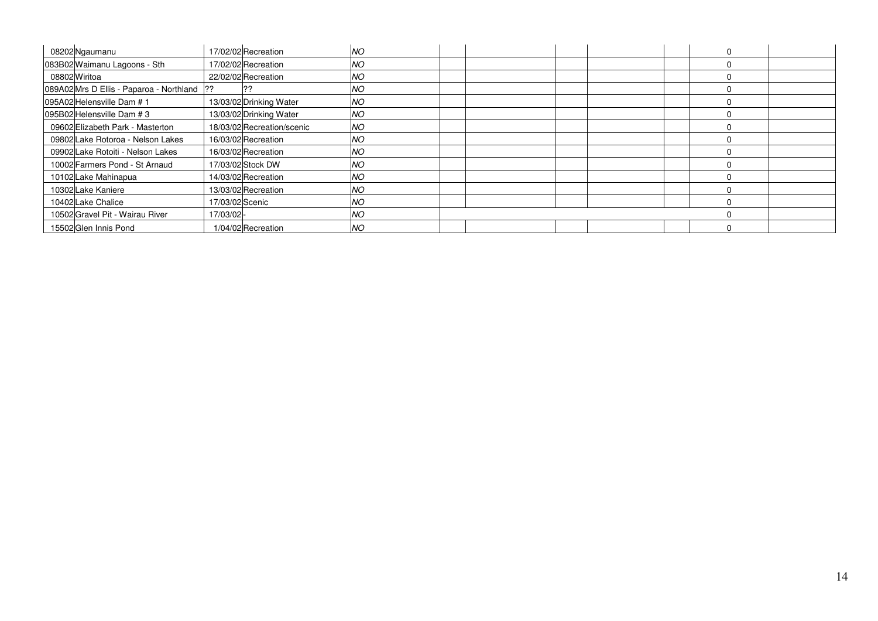| | | | | | | | | | | | |
|---|---|---|---|---|---|---|---|---|---|---|---|
| 08202 | Ngaumanu | 17/02/02 | Recreation | *NO* | | | | | | 0 | |
| 083B02 | Waimanu Lagoons - Sth | 17/02/02 | Recreation | *NO* | | | | | | 0 | |
| 08802 | Wiritoa | 22/02/02 | Recreation | *NO* | | | | | | 0 | |
| 089A02 | Mrs D Ellis - Paparoa - Northland | ?? | ?? | *NO* | | | | | | 0 | |
| 095A02 | Helensville Dam # 1 | 13/03/02 | Drinking Water | *NO* | | | | | | 0 | |
| 095B02 | Helensville Dam # 3 | 13/03/02 | Drinking Water | *NO* | | | | | | 0 | |
| 09602 | Elizabeth Park - Masterton | 18/03/02 | Recreation/scenic | *NO* | | | | | | 0 | |
| 09802 | Lake Rotoroa - Nelson Lakes | 16/03/02 | Recreation | *NO* | | | | | | 0 | |
| 09902 | Lake Rotoiti - Nelson Lakes | 16/03/02 | Recreation | *NO* | | | | | | 0 | |
| 10002 | Farmers Pond - St Arnaud | 17/03/02 | Stock DW | *NO* | | | | | | 0 | |
| 10102 | Lake Mahinapua | 14/03/02 | Recreation | *NO* | | | | | | 0 | |
| 10302 | Lake Kaniere | 13/03/02 | Recreation | *NO* | | | | | | 0 | |
| 10402 | Lake Chalice | 17/03/02 | Scenic | *NO* | | | | | | 0 | |
| 10502 | Gravel Pit - Wairau River | 17/03/02 | - | *NO* | | | | | | 0 | |
| 15502 | Glen Innis Pond | 1/04/02 | Recreation | *NO* | | | | | | 0 | |